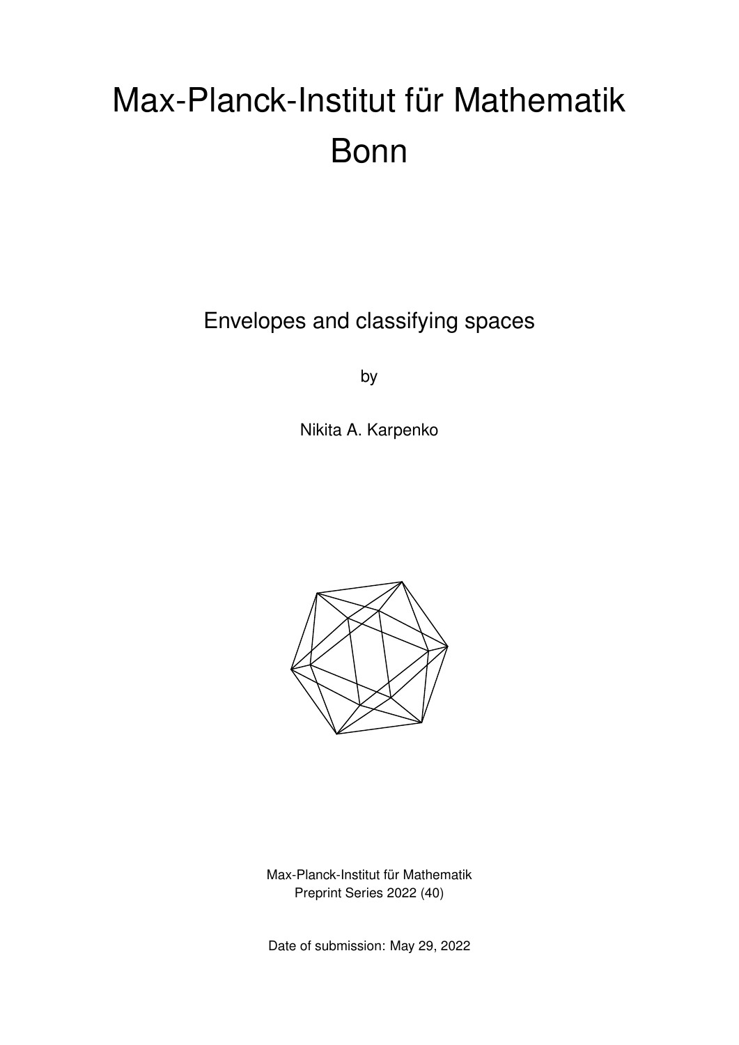# Max-Planck-Institut für Mathematik Bonn

## Envelopes and classifying spaces

by

Nikita A. Karpenko

Max-Planck-Institut für Mathematik
Preprint Series 2022 (40)

Date of submission: May 29, 2022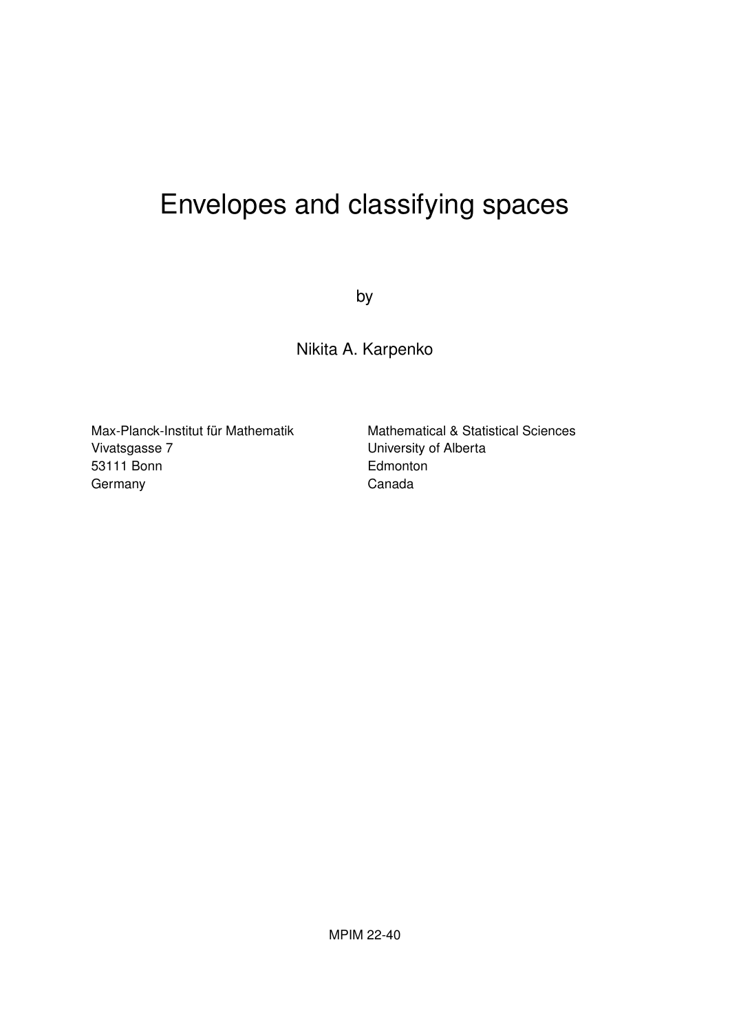# Envelopes and classifying spaces

by

Nikita A. Karpenko

Max-Planck-Institut für Mathematik
Vivatsgasse 7
53111 Bonn
Germany

Mathematical & Statistical Sciences
University of Alberta
Edmonton
Canada

MPIM 22-40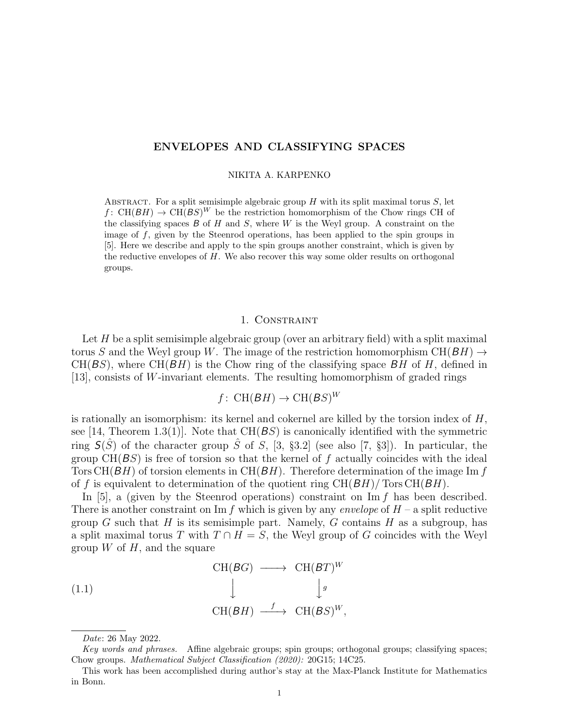# ENVELOPES AND CLASSIFYING SPACES

NIKITA A. KARPENKO

Abstract. For a split semisimple algebraic group $H$ with its split maximal torus $S$, let $f\colon \mathrm{CH}(BH) \to \mathrm{CH}(BS)^W$ be the restriction homomorphism of the Chow rings CH of the classifying spaces $B$ of $H$ and $S$, where $W$ is the Weyl group. A constraint on the image of $f$, given by the Steenrod operations, has been applied to the spin groups in [5]. Here we describe and apply to the spin groups another constraint, which is given by the reductive envelopes of $H$. We also recover this way some older results on orthogonal groups.

## 1. Constraint

Let $H$ be a split semisimple algebraic group (over an arbitrary field) with a split maximal torus $S$ and the Weyl group $W$. The image of the restriction homomorphism $\mathrm{CH}(BH) \to \mathrm{CH}(BS)$, where $\mathrm{CH}(BH)$ is the Chow ring of the classifying space $BH$ of $H$, defined in [13], consists of $W$-invariant elements. The resulting homomorphism of graded rings

$$f\colon \mathrm{CH}(BH) \to \mathrm{CH}(BS)^W$$

is rationally an isomorphism: its kernel and cokernel are killed by the torsion index of $H$, see [14, Theorem 1.3(1)]. Note that $\mathrm{CH}(BS)$ is canonically identified with the symmetric ring $S(\hat{S})$ of the character group $\hat{S}$ of $S$, [3, §3.2] (see also [7, §3]). In particular, the group $\mathrm{CH}(BS)$ is free of torsion so that the kernel of $f$ actually coincides with the ideal $\operatorname{Tors}\mathrm{CH}(BH)$ of torsion elements in $\mathrm{CH}(BH)$. Therefore determination of the image $\operatorname{Im} f$ of $f$ is equivalent to determination of the quotient ring $\mathrm{CH}(BH)/\operatorname{Tors}\mathrm{CH}(BH)$.

In [5], a (given by the Steenrod operations) constraint on $\operatorname{Im} f$ has been described. There is another constraint on $\operatorname{Im} f$ which is given by any *envelope* of $H$ – a split reductive group $G$ such that $H$ is its semisimple part. Namely, $G$ contains $H$ as a subgroup, has a split maximal torus $T$ with $T \cap H = S$, the Weyl group of $G$ coincides with the Weyl group $W$ of $H$, and the square

$$(1.1)\qquad \begin{array}{ccc} \mathrm{CH}(BG) & \longrightarrow & \mathrm{CH}(BT)^W \\ \big\downarrow & & \big\downarrow g \\ \mathrm{CH}(BH) & \xrightarrow{\ f\ } & \mathrm{CH}(BS)^W, \end{array}$$

---

*Date*: 26 May 2022.

*Key words and phrases.* Affine algebraic groups; spin groups; orthogonal groups; classifying spaces; Chow groups. *Mathematical Subject Classification (2020):* 20G15; 14C25.

This work has been accomplished during author's stay at the Max-Planck Institute for Mathematics in Bonn.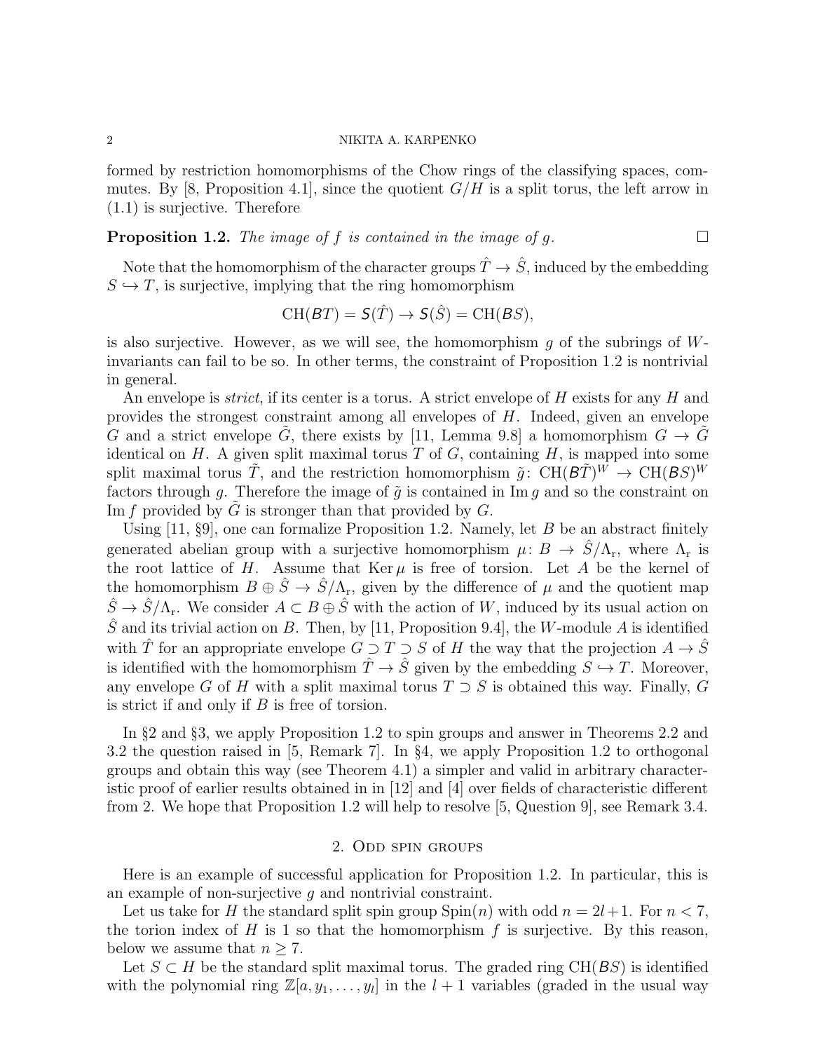formed by restriction homomorphisms of the Chow rings of the classifying spaces, commutes. By [8, Proposition 4.1], since the quotient $G/H$ is a split torus, the left arrow in (1.1) is surjective. Therefore

**Proposition 1.2.** *The image of $f$ is contained in the image of $g$.* $\square$

Note that the homomorphism of the character groups $\hat{T} \to \hat{S}$, induced by the embedding $S \hookrightarrow T$, is surjective, implying that the ring homomorphism

$$\mathrm{CH}(BT) = S(\hat{T}) \to S(\hat{S}) = \mathrm{CH}(BS),$$

is also surjective. However, as we will see, the homomorphism $g$ of the subrings of $W$-invariants can fail to be so. In other terms, the constraint of Proposition 1.2 is nontrivial in general.

An envelope is *strict*, if its center is a torus. A strict envelope of $H$ exists for any $H$ and provides the strongest constraint among all envelopes of $H$. Indeed, given an envelope $G$ and a strict envelope $\tilde{G}$, there exists by [11, Lemma 9.8] a homomorphism $G \to \tilde{G}$ identical on $H$. A given split maximal torus $T$ of $G$, containing $H$, is mapped into some split maximal torus $\tilde{T}$, and the restriction homomorphism $\tilde{g}\colon \mathrm{CH}(B\tilde{T})^W \to \mathrm{CH}(BS)^W$ factors through $g$. Therefore the image of $\tilde{g}$ is contained in $\mathrm{Im}\, g$ and so the constraint on $\mathrm{Im}\, f$ provided by $\tilde{G}$ is stronger than that provided by $G$.

Using [11, §9], one can formalize Proposition 1.2. Namely, let $B$ be an abstract finitely generated abelian group with a surjective homomorphism $\mu\colon B \to \hat{S}/\Lambda_{\mathrm{r}}$, where $\Lambda_{\mathrm{r}}$ is the root lattice of $H$. Assume that $\mathrm{Ker}\,\mu$ is free of torsion. Let $A$ be the kernel of the homomorphism $B \oplus \hat{S} \to \hat{S}/\Lambda_{\mathrm{r}}$, given by the difference of $\mu$ and the quotient map $\hat{S} \to \hat{S}/\Lambda_{\mathrm{r}}$. We consider $A \subset B \oplus \hat{S}$ with the action of $W$, induced by its usual action on $\hat{S}$ and its trivial action on $B$. Then, by [11, Proposition 9.4], the $W$-module $A$ is identified with $\hat{T}$ for an appropriate envelope $G \supset T \supset S$ of $H$ the way that the projection $A \to \hat{S}$ is identified with the homomorphism $\hat{T} \to \hat{S}$ given by the embedding $S \hookrightarrow T$. Moreover, any envelope $G$ of $H$ with a split maximal torus $T \supset S$ is obtained this way. Finally, $G$ is strict if and only if $B$ is free of torsion.

In §2 and §3, we apply Proposition 1.2 to spin groups and answer in Theorems 2.2 and 3.2 the question raised in [5, Remark 7]. In §4, we apply Proposition 1.2 to orthogonal groups and obtain this way (see Theorem 4.1) a simpler and valid in arbitrary characteristic proof of earlier results obtained in in [12] and [4] over fields of characteristic different from 2. We hope that Proposition 1.2 will help to resolve [5, Question 9], see Remark 3.4.

## 2. Odd spin groups

Here is an example of successful application for Proposition 1.2. In particular, this is an example of non-surjective $g$ and nontrivial constraint.

Let us take for $H$ the standard split spin group $\mathrm{Spin}(n)$ with odd $n = 2l+1$. For $n < 7$, the torion index of $H$ is 1 so that the homomorphism $f$ is surjective. By this reason, below we assume that $n \geq 7$.

Let $S \subset H$ be the standard split maximal torus. The graded ring $\mathrm{CH}(BS)$ is identified with the polynomial ring $\mathbb{Z}[a, y_1, \ldots, y_l]$ in the $l + 1$ variables (graded in the usual way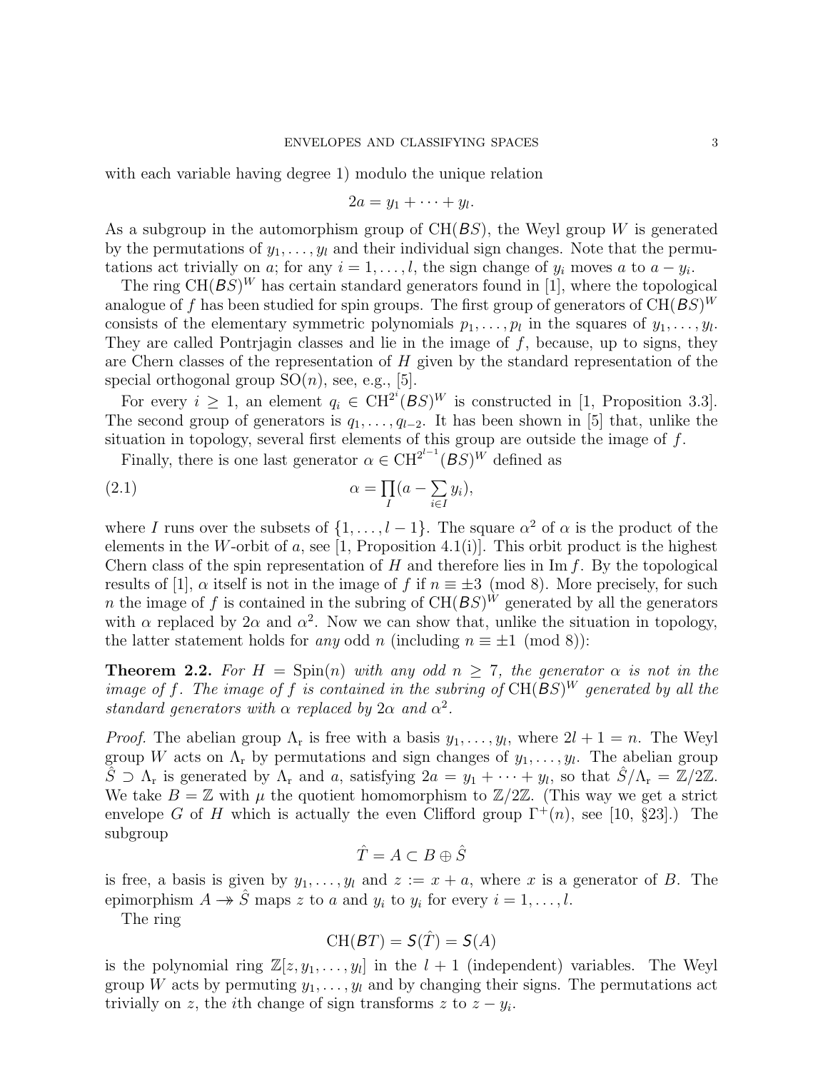with each variable having degree 1) modulo the unique relation

$$2a = y_1 + \cdots + y_l.$$

As a subgroup in the automorphism group of $\mathrm{CH}(BS)$, the Weyl group $W$ is generated by the permutations of $y_1, \dots, y_l$ and their individual sign changes. Note that the permutations act trivially on $a$; for any $i = 1, \dots, l$, the sign change of $y_i$ moves $a$ to $a - y_i$.

The ring $\mathrm{CH}(BS)^W$ has certain standard generators found in [1], where the topological analogue of $f$ has been studied for spin groups. The first group of generators of $\mathrm{CH}(BS)^W$ consists of the elementary symmetric polynomials $p_1, \dots, p_l$ in the squares of $y_1, \dots, y_l$. They are called Pontrjagin classes and lie in the image of $f$, because, up to signs, they are Chern classes of the representation of $H$ given by the standard representation of the special orthogonal group $\mathrm{SO}(n)$, see, e.g., [5].

For every $i \geq 1$, an element $q_i \in \mathrm{CH}^{2^i}(BS)^W$ is constructed in [1, Proposition 3.3]. The second group of generators is $q_1, \dots, q_{l-2}$. It has been shown in [5] that, unlike the situation in topology, several first elements of this group are outside the image of $f$.

Finally, there is one last generator $\alpha \in \mathrm{CH}^{2^{l-1}}(BS)^W$ defined as

$$\alpha = \prod_I (a - \sum_{i \in I} y_i), \tag{2.1}$$

where $I$ runs over the subsets of $\{1, \dots, l-1\}$. The square $\alpha^2$ of $\alpha$ is the product of the elements in the $W$-orbit of $a$, see [1, Proposition 4.1(i)]. This orbit product is the highest Chern class of the spin representation of $H$ and therefore lies in $\mathrm{Im}\, f$. By the topological results of [1], $\alpha$ itself is not in the image of $f$ if $n \equiv \pm 3 \pmod 8$. More precisely, for such $n$ the image of $f$ is contained in the subring of $\mathrm{CH}(BS)^W$ generated by all the generators with $\alpha$ replaced by $2\alpha$ and $\alpha^2$. Now we can show that, unlike the situation in topology, the latter statement holds for *any* odd $n$ (including $n \equiv \pm 1 \pmod 8$):

**Theorem 2.2.** *For $H = \mathrm{Spin}(n)$ with any odd $n \geq 7$, the generator $\alpha$ is not in the image of $f$. The image of $f$ is contained in the subring of $\mathrm{CH}(BS)^W$ generated by all the standard generators with $\alpha$ replaced by $2\alpha$ and $\alpha^2$.*

*Proof.* The abelian group $\Lambda_{\mathrm{r}}$ is free with a basis $y_1, \dots, y_l$, where $2l + 1 = n$. The Weyl group $W$ acts on $\Lambda_{\mathrm{r}}$ by permutations and sign changes of $y_1, \dots, y_l$. The abelian group $\hat{S} \supset \Lambda_{\mathrm{r}}$ is generated by $\Lambda_{\mathrm{r}}$ and $a$, satisfying $2a = y_1 + \cdots + y_l$, so that $\hat{S}/\Lambda_{\mathrm{r}} = \mathbb{Z}/2\mathbb{Z}$. We take $B = \mathbb{Z}$ with $\mu$ the quotient homomorphism to $\mathbb{Z}/2\mathbb{Z}$. (This way we get a strict envelope $G$ of $H$ which is actually the even Clifford group $\Gamma^+(n)$, see [10, §23].) The subgroup

$$\hat{T} = A \subset B \oplus \hat{S}$$

is free, a basis is given by $y_1, \dots, y_l$ and $z := x + a$, where $x$ is a generator of $B$. The epimorphism $A \twoheadrightarrow \hat{S}$ maps $z$ to $a$ and $y_i$ to $y_i$ for every $i = 1, \dots, l$.

The ring

$$\mathrm{CH}(BT) = S(\hat{T}) = S(A)$$

is the polynomial ring $\mathbb{Z}[z, y_1, \dots, y_l]$ in the $l + 1$ (independent) variables. The Weyl group $W$ acts by permuting $y_1, \dots, y_l$ and by changing their signs. The permutations act trivially on $z$, the $i$th change of sign transforms $z$ to $z - y_i$.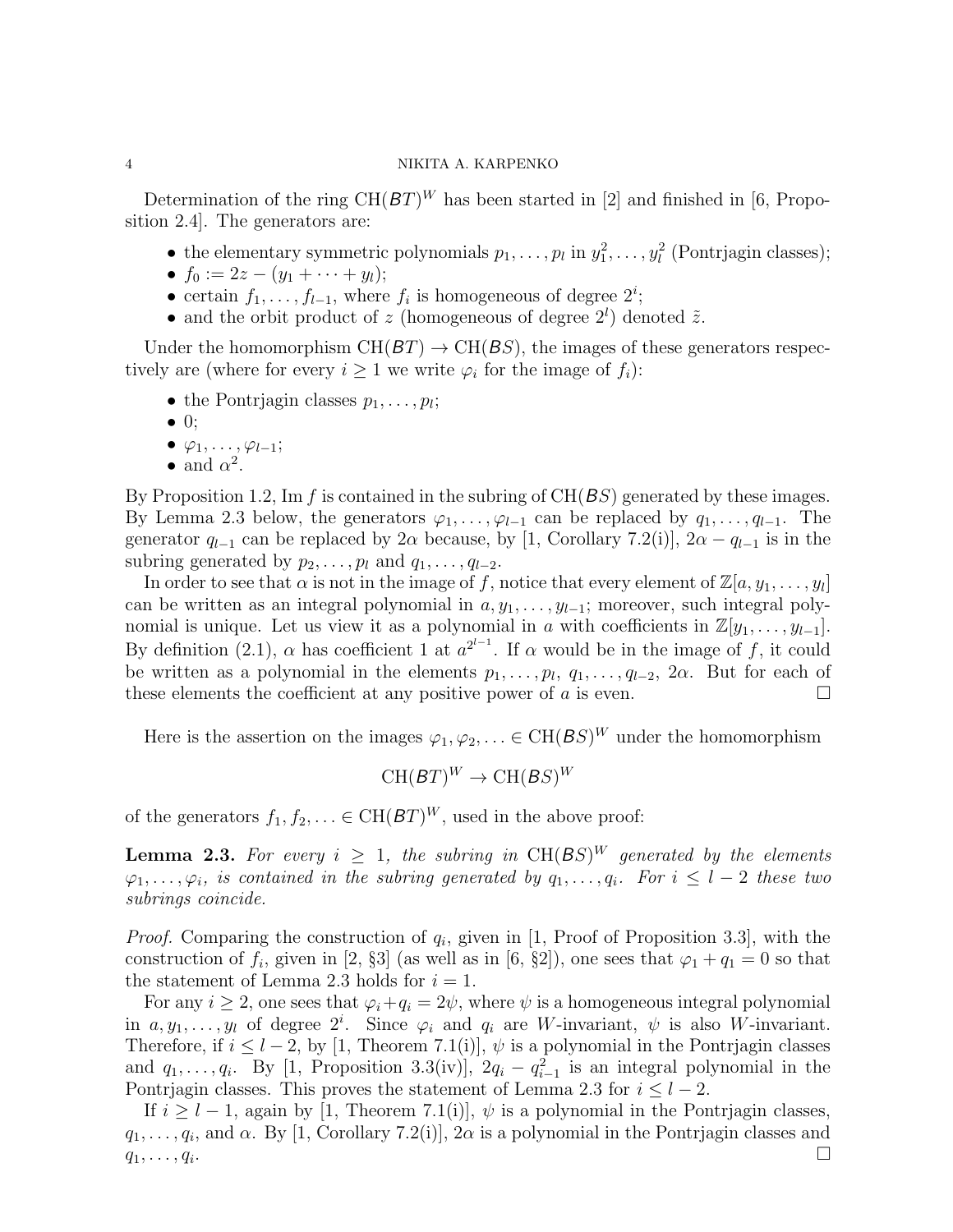Determination of the ring $\mathrm{CH}(BT)^W$ has been started in [2] and finished in [6, Proposition 2.4]. The generators are:

- the elementary symmetric polynomials $p_1, \dots, p_l$ in $y_1^2, \dots, y_l^2$ (Pontrjagin classes);
- $f_0 := 2z - (y_1 + \cdots + y_l)$;
- certain $f_1, \dots, f_{l-1}$, where $f_i$ is homogeneous of degree $2^i$;
- and the orbit product of $z$ (homogeneous of degree $2^l$) denoted $\tilde{z}$.

Under the homomorphism $\mathrm{CH}(BT) \to \mathrm{CH}(BS)$, the images of these generators respectively are (where for every $i \geq 1$ we write $\varphi_i$ for the image of $f_i$):

- the Pontrjagin classes $p_1, \dots, p_l$;
- $0$;
- $\varphi_1, \dots, \varphi_{l-1}$;
- and $\alpha^2$.

By Proposition 1.2, $\mathrm{Im}\, f$ is contained in the subring of $\mathrm{CH}(BS)$ generated by these images. By Lemma 2.3 below, the generators $\varphi_1, \dots, \varphi_{l-1}$ can be replaced by $q_1, \dots, q_{l-1}$. The generator $q_{l-1}$ can be replaced by $2\alpha$ because, by [1, Corollary 7.2(i)], $2\alpha - q_{l-1}$ is in the subring generated by $p_2, \dots, p_l$ and $q_1, \dots, q_{l-2}$.

In order to see that $\alpha$ is not in the image of $f$, notice that every element of $\mathbb{Z}[a, y_1, \dots, y_l]$ can be written as an integral polynomial in $a, y_1, \dots, y_{l-1}$; moreover, such integral polynomial is unique. Let us view it as a polynomial in $a$ with coefficients in $\mathbb{Z}[y_1, \dots, y_{l-1}]$. By definition (2.1), $\alpha$ has coefficient 1 at $a^{2^{l-1}}$. If $\alpha$ would be in the image of $f$, it could be written as a polynomial in the elements $p_1, \dots, p_l$, $q_1, \dots, q_{l-2}$, $2\alpha$. But for each of these elements the coefficient at any positive power of $a$ is even. $\square$

Here is the assertion on the images $\varphi_1, \varphi_2, \ldots \in \mathrm{CH}(BS)^W$ under the homomorphism

$$\mathrm{CH}(BT)^W \to \mathrm{CH}(BS)^W$$

of the generators $f_1, f_2, \ldots \in \mathrm{CH}(BT)^W$, used in the above proof:

**Lemma 2.3.** *For every $i \geq 1$, the subring in $\mathrm{CH}(BS)^W$ generated by the elements $\varphi_1, \dots, \varphi_i$, is contained in the subring generated by $q_1, \dots, q_i$. For $i \leq l-2$ these two subrings coincide.*

*Proof.* Comparing the construction of $q_i$, given in [1, Proof of Proposition 3.3], with the construction of $f_i$, given in [2, §3] (as well as in [6, §2]), one sees that $\varphi_1 + q_1 = 0$ so that the statement of Lemma 2.3 holds for $i = 1$.

For any $i \geq 2$, one sees that $\varphi_i + q_i = 2\psi$, where $\psi$ is a homogeneous integral polynomial in $a, y_1, \dots, y_l$ of degree $2^i$. Since $\varphi_i$ and $q_i$ are $W$-invariant, $\psi$ is also $W$-invariant. Therefore, if $i \leq l-2$, by [1, Theorem 7.1(i)], $\psi$ is a polynomial in the Pontrjagin classes and $q_1, \dots, q_i$. By [1, Proposition 3.3(iv)], $2q_i - q_{i-1}^2$ is an integral polynomial in the Pontrjagin classes. This proves the statement of Lemma 2.3 for $i \leq l-2$.

If $i \geq l-1$, again by [1, Theorem 7.1(i)], $\psi$ is a polynomial in the Pontrjagin classes, $q_1, \dots, q_i$, and $\alpha$. By [1, Corollary 7.2(i)], $2\alpha$ is a polynomial in the Pontrjagin classes and $q_1, \dots, q_i$. $\square$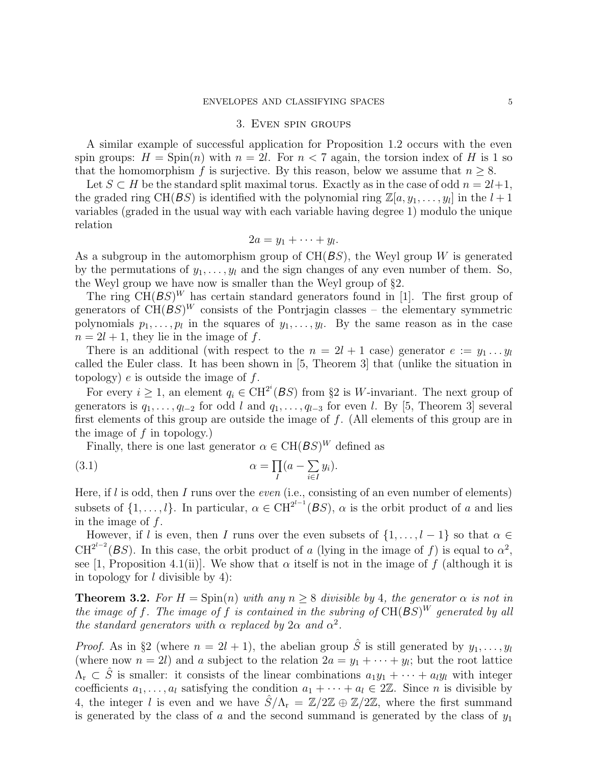## 3. Even spin groups

A similar example of successful application for Proposition 1.2 occurs with the even spin groups: $H = \mathrm{Spin}(n)$ with $n = 2l$. For $n < 7$ again, the torsion index of $H$ is 1 so that the homomorphism $f$ is surjective. By this reason, below we assume that $n \geq 8$.

Let $S \subset H$ be the standard split maximal torus. Exactly as in the case of odd $n = 2l+1$, the graded ring $\mathrm{CH}(BS)$ is identified with the polynomial ring $\mathbb{Z}[a, y_1, \dots, y_l]$ in the $l+1$ variables (graded in the usual way with each variable having degree 1) modulo the unique relation

$$2a = y_1 + \cdots + y_l.$$

As a subgroup in the automorphism group of $\mathrm{CH}(BS)$, the Weyl group $W$ is generated by the permutations of $y_1, \dots, y_l$ and the sign changes of any even number of them. So, the Weyl group we have now is smaller than the Weyl group of §2.

The ring $\mathrm{CH}(BS)^W$ has certain standard generators found in [1]. The first group of generators of $\mathrm{CH}(BS)^W$ consists of the Pontrjagin classes – the elementary symmetric polynomials $p_1, \dots, p_l$ in the squares of $y_1, \dots, y_l$. By the same reason as in the case $n = 2l+1$, they lie in the image of $f$.

There is an additional (with respect to the $n = 2l+1$ case) generator $e := y_1 \dots y_l$ called the Euler class. It has been shown in [5, Theorem 3] that (unlike the situation in topology) $e$ is outside the image of $f$.

For every $i \geq 1$, an element $q_i \in \mathrm{CH}^{2^i}(BS)$ from §2 is $W$-invariant. The next group of generators is $q_1, \dots, q_{l-2}$ for odd $l$ and $q_1, \dots, q_{l-3}$ for even $l$. By [5, Theorem 3] several first elements of this group are outside the image of $f$. (All elements of this group are in the image of $f$ in topology.)

Finally, there is one last generator $\alpha \in \mathrm{CH}(BS)^W$ defined as

$$\alpha = \prod_I (a - \sum_{i \in I} y_i). \tag{3.1}$$

Here, if $l$ is odd, then $I$ runs over the *even* (i.e., consisting of an even number of elements) subsets of $\{1, \dots, l\}$. In particular, $\alpha \in \mathrm{CH}^{2^{l-1}}(BS)$, $\alpha$ is the orbit product of $a$ and lies in the image of $f$.

However, if $l$ is even, then $I$ runs over the even subsets of $\{1, \dots, l-1\}$ so that $\alpha \in \mathrm{CH}^{2^{l-2}}(BS)$. In this case, the orbit product of $a$ (lying in the image of $f$) is equal to $\alpha^2$, see [1, Proposition 4.1(ii)]. We show that $\alpha$ itself is not in the image of $f$ (although it is in topology for $l$ divisible by 4):

**Theorem 3.2.** *For $H = \mathrm{Spin}(n)$ with any $n \geq 8$ divisible by 4, the generator $\alpha$ is not in the image of $f$. The image of $f$ is contained in the subring of $\mathrm{CH}(BS)^W$ generated by all the standard generators with $\alpha$ replaced by $2\alpha$ and $\alpha^2$.*

*Proof.* As in §2 (where $n = 2l+1$), the abelian group $\hat{S}$ is still generated by $y_1, \dots, y_l$ (where now $n = 2l$) and $a$ subject to the relation $2a = y_1 + \cdots + y_l$; but the root lattice $\Lambda_r \subset \hat{S}$ is smaller: it consists of the linear combinations $a_1 y_1 + \cdots + a_l y_l$ with integer coefficients $a_1, \dots, a_l$ satisfying the condition $a_1 + \cdots + a_l \in 2\mathbb{Z}$. Since $n$ is divisible by 4, the integer $l$ is even and we have $\hat{S}/\Lambda_r = \mathbb{Z}/2\mathbb{Z} \oplus \mathbb{Z}/2\mathbb{Z}$, where the first summand is generated by the class of $a$ and the second summand is generated by the class of $y_1$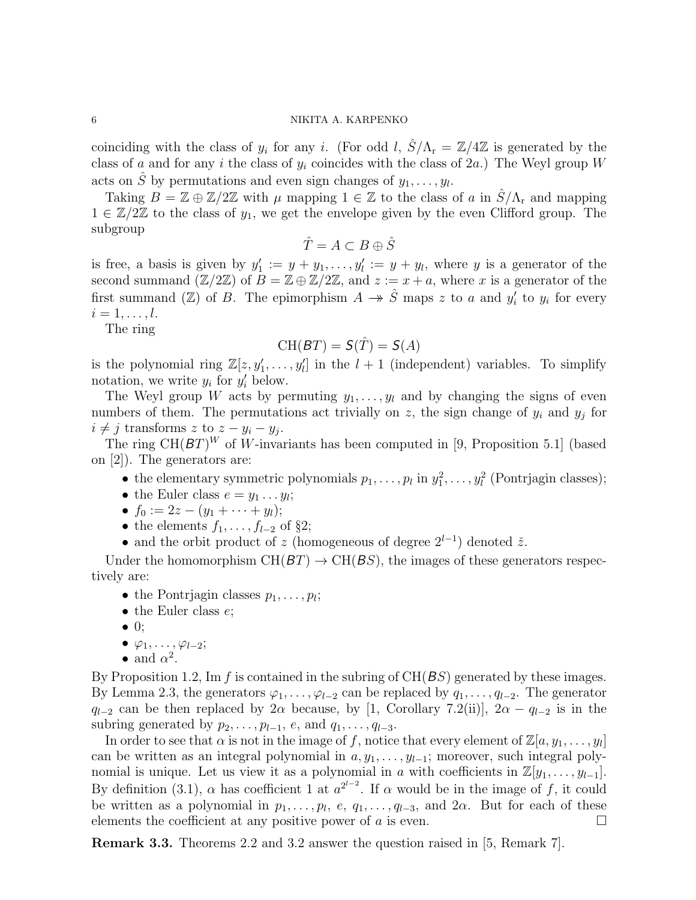coinciding with the class of $y_i$ for any $i$. (For odd $l$, $\hat{S}/\Lambda_{\rm r} = \mathbb{Z}/4\mathbb{Z}$ is generated by the class of $a$ and for any $i$ the class of $y_i$ coincides with the class of $2a$.) The Weyl group $W$ acts on $\hat{S}$ by permutations and even sign changes of $y_1, \dots, y_l$.

Taking $B = \mathbb{Z} \oplus \mathbb{Z}/2\mathbb{Z}$ with $\mu$ mapping $1 \in \mathbb{Z}$ to the class of $a$ in $\hat{S}/\Lambda_{\rm r}$ and mapping $1 \in \mathbb{Z}/2\mathbb{Z}$ to the class of $y_1$, we get the envelope given by the even Clifford group. The subgroup

$$\hat{T} = A \subset B \oplus \hat{S}$$

is free, a basis is given by $y'_1 := y + y_1, \dots, y'_l := y + y_l$, where $y$ is a generator of the second summand ($\mathbb{Z}/2\mathbb{Z}$) of $B = \mathbb{Z} \oplus \mathbb{Z}/2\mathbb{Z}$, and $z := x + a$, where $x$ is a generator of the first summand ($\mathbb{Z}$) of $B$. The epimorphism $A \twoheadrightarrow \hat{S}$ maps $z$ to $a$ and $y'_i$ to $y_i$ for every $i = 1, \dots, l$.

The ring

$$\mathrm{CH}(BT) = \mathsf{S}(\hat{T}) = \mathsf{S}(A)$$

is the polynomial ring $\mathbb{Z}[z, y'_1, \dots, y'_l]$ in the $l+1$ (independent) variables. To simplify notation, we write $y_i$ for $y'_i$ below.

The Weyl group $W$ acts by permuting $y_1, \dots, y_l$ and by changing the signs of even numbers of them. The permutations act trivially on $z$, the sign change of $y_i$ and $y_j$ for $i \neq j$ transforms $z$ to $z - y_i - y_j$.

The ring $\mathrm{CH}(BT)^W$ of $W$-invariants has been computed in [9, Proposition 5.1] (based on [2]). The generators are:

- the elementary symmetric polynomials $p_1, \dots, p_l$ in $y_1^2, \dots, y_l^2$ (Pontrjagin classes);
- the Euler class $e = y_1 \dots y_l$;
- $f_0 := 2z - (y_1 + \dots + y_l)$;
- the elements $f_1, \dots, f_{l-2}$ of §2;
- and the orbit product of $z$ (homogeneous of degree $2^{l-1}$) denoted $\check{z}$.

Under the homomorphism $\mathrm{CH}(BT) \to \mathrm{CH}(BS)$, the images of these generators respectively are:

- the Pontrjagin classes $p_1, \dots, p_l$;
- the Euler class $e$;
- 0;
- $\varphi_1, \dots, \varphi_{l-2}$;
- and $\alpha^2$.

By Proposition 1.2, Im $f$ is contained in the subring of $\mathrm{CH}(BS)$ generated by these images. By Lemma 2.3, the generators $\varphi_1, \dots, \varphi_{l-2}$ can be replaced by $q_1, \dots, q_{l-2}$. The generator $q_{l-2}$ can be then replaced by $2\alpha$ because, by [1, Corollary 7.2(ii)], $2\alpha - q_{l-2}$ is in the subring generated by $p_2, \dots, p_{l-1}$, $e$, and $q_1, \dots, q_{l-3}$.

In order to see that $\alpha$ is not in the image of $f$, notice that every element of $\mathbb{Z}[a, y_1, \dots, y_l]$ can be written as an integral polynomial in $a, y_1, \dots, y_{l-1}$; moreover, such integral polynomial is unique. Let us view it as a polynomial in $a$ with coefficients in $\mathbb{Z}[y_1, \dots, y_{l-1}]$. By definition (3.1), $\alpha$ has coefficient 1 at $a^{2^{l-2}}$. If $\alpha$ would be in the image of $f$, it could be written as a polynomial in $p_1, \dots, p_l$, $e$, $q_1, \dots, q_{l-3}$, and $2\alpha$. But for each of these elements the coefficient at any positive power of $a$ is even. $\square$

**Remark 3.3.** Theorems 2.2 and 3.2 answer the question raised in [5, Remark 7].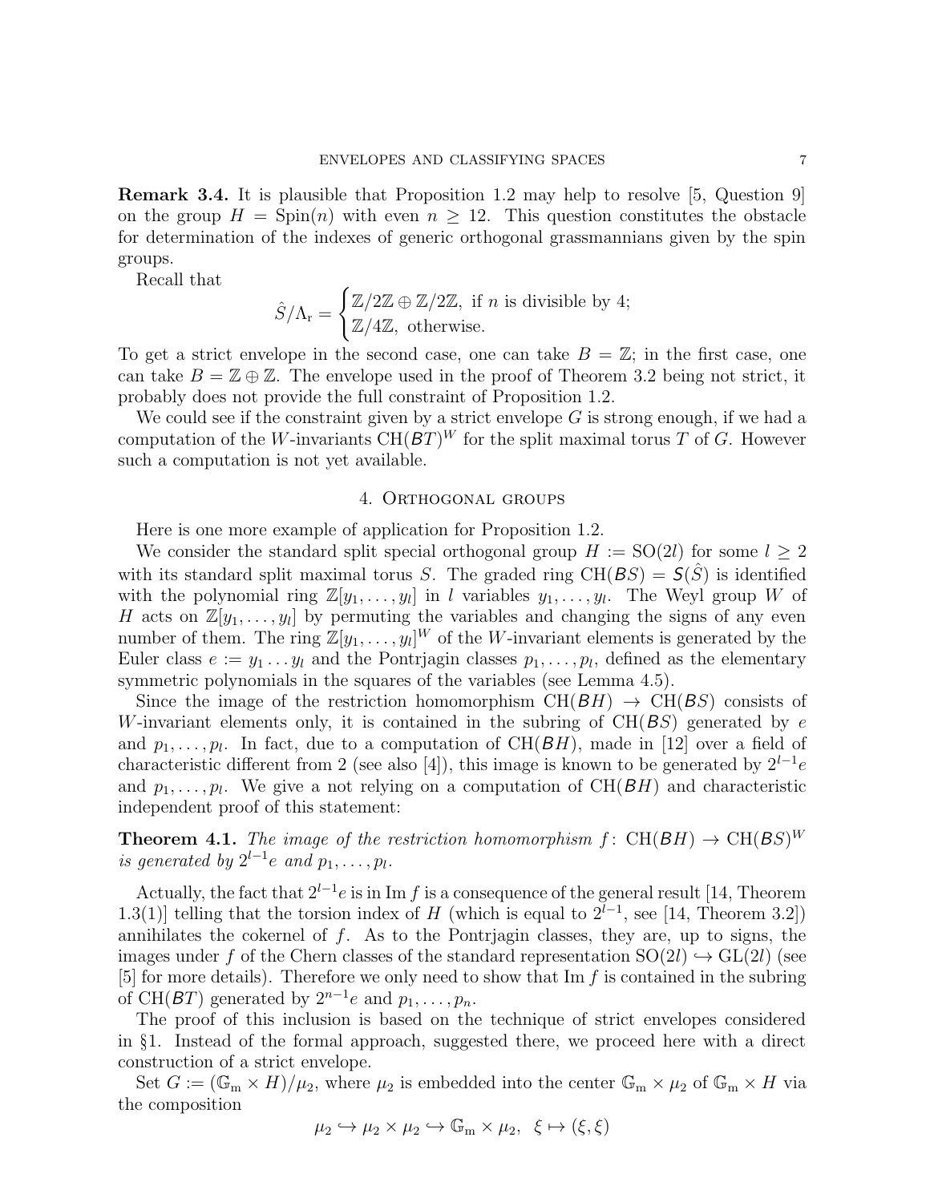**Remark 3.4.** It is plausible that Proposition 1.2 may help to resolve [5, Question 9] on the group $H = \mathrm{Spin}(n)$ with even $n \geq 12$. This question constitutes the obstacle for determination of the indexes of generic orthogonal grassmannians given by the spin groups.

Recall that

$$\hat{S}/\Lambda_{\mathrm{r}} = \begin{cases} \mathbb{Z}/2\mathbb{Z} \oplus \mathbb{Z}/2\mathbb{Z}, & \text{if } n \text{ is divisible by 4;} \\ \mathbb{Z}/4\mathbb{Z}, & \text{otherwise.} \end{cases}$$

To get a strict envelope in the second case, one can take $B = \mathbb{Z}$; in the first case, one can take $B = \mathbb{Z} \oplus \mathbb{Z}$. The envelope used in the proof of Theorem 3.2 being not strict, it probably does not provide the full constraint of Proposition 1.2.

We could see if the constraint given by a strict envelope $G$ is strong enough, if we had a computation of the $W$-invariants $\mathrm{CH}(BT)^W$ for the split maximal torus $T$ of $G$. However such a computation is not yet available.

## 4. Orthogonal groups

Here is one more example of application for Proposition 1.2.

We consider the standard split special orthogonal group $H := \mathrm{SO}(2l)$ for some $l \geq 2$ with its standard split maximal torus $S$. The graded ring $\mathrm{CH}(BS) = \mathsf{S}(\hat{S})$ is identified with the polynomial ring $\mathbb{Z}[y_1, \ldots, y_l]$ in $l$ variables $y_1, \ldots, y_l$. The Weyl group $W$ of $H$ acts on $\mathbb{Z}[y_1, \ldots, y_l]$ by permuting the variables and changing the signs of any even number of them. The ring $\mathbb{Z}[y_1, \ldots, y_l]^W$ of the $W$-invariant elements is generated by the Euler class $e := y_1 \ldots y_l$ and the Pontrjagin classes $p_1, \ldots, p_l$, defined as the elementary symmetric polynomials in the squares of the variables (see Lemma 4.5).

Since the image of the restriction homomorphism $\mathrm{CH}(BH) \to \mathrm{CH}(BS)$ consists of $W$-invariant elements only, it is contained in the subring of $\mathrm{CH}(BS)$ generated by $e$ and $p_1, \ldots, p_l$. In fact, due to a computation of $\mathrm{CH}(BH)$, made in [12] over a field of characteristic different from 2 (see also [4]), this image is known to be generated by $2^{l-1}e$ and $p_1, \ldots, p_l$. We give a not relying on a computation of $\mathrm{CH}(BH)$ and characteristic independent proof of this statement:

**Theorem 4.1.** *The image of the restriction homomorphism $f \colon \mathrm{CH}(BH) \to \mathrm{CH}(BS)^W$ is generated by $2^{l-1}e$ and $p_1, \ldots, p_l$.*

Actually, the fact that $2^{l-1}e$ is in $\mathrm{Im}\, f$ is a consequence of the general result [14, Theorem 1.3(1)] telling that the torsion index of $H$ (which is equal to $2^{l-1}$, see [14, Theorem 3.2]) annihilates the cokernel of $f$. As to the Pontrjagin classes, they are, up to signs, the images under $f$ of the Chern classes of the standard representation $\mathrm{SO}(2l) \hookrightarrow \mathrm{GL}(2l)$ (see [5] for more details). Therefore we only need to show that $\mathrm{Im}\, f$ is contained in the subring of $\mathrm{CH}(BT)$ generated by $2^{n-1}e$ and $p_1, \ldots, p_n$.

The proof of this inclusion is based on the technique of strict envelopes considered in §1. Instead of the formal approach, suggested there, we proceed here with a direct construction of a strict envelope.

Set $G := (\mathbb{G}_{\mathrm{m}} \times H)/\mu_2$, where $\mu_2$ is embedded into the center $\mathbb{G}_{\mathrm{m}} \times \mu_2$ of $\mathbb{G}_{\mathrm{m}} \times H$ via the composition

$$\mu_2 \hookrightarrow \mu_2 \times \mu_2 \hookrightarrow \mathbb{G}_{\mathrm{m}} \times \mu_2, \quad \xi \mapsto (\xi, \xi)$$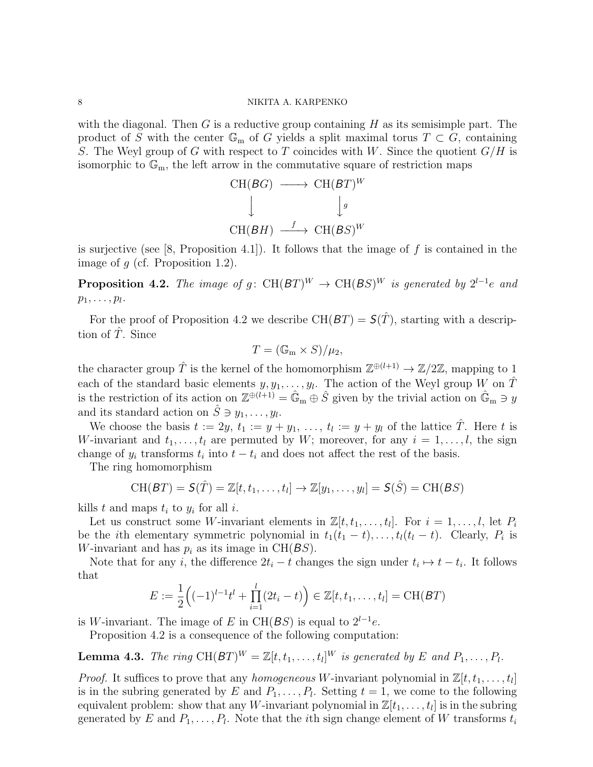with the diagonal. Then $G$ is a reductive group containing $H$ as its semisimple part. The product of $S$ with the center $\mathbb{G}_m$ of $G$ yields a split maximal torus $T \subset G$, containing $S$. The Weyl group of $G$ with respect to $T$ coincides with $W$. Since the quotient $G/H$ is isomorphic to $\mathbb{G}_m$, the left arrow in the commutative square of restriction maps

$$\begin{array}{ccc} \mathrm{CH}(BG) & \longrightarrow & \mathrm{CH}(BT)^W \\ \downarrow & & \downarrow g \\ \mathrm{CH}(BH) & \xrightarrow{f} & \mathrm{CH}(BS)^W \end{array}$$

is surjective (see [8, Proposition 4.1]). It follows that the image of $f$ is contained in the image of $g$ (cf. Proposition 1.2).

**Proposition 4.2.** *The image of $g\colon \mathrm{CH}(BT)^W \to \mathrm{CH}(BS)^W$ is generated by $2^{l-1}e$ and $p_1, \dots, p_l$.*

For the proof of Proposition 4.2 we describe $\mathrm{CH}(BT) = S(\hat{T})$, starting with a description of $\hat{T}$. Since

$$T = (\mathbb{G}_m \times S)/\mu_2,$$

the character group $\hat{T}$ is the kernel of the homomorphism $\mathbb{Z}^{\oplus(l+1)} \to \mathbb{Z}/2\mathbb{Z}$, mapping to 1 each of the standard basic elements $y, y_1, \dots, y_l$. The action of the Weyl group $W$ on $\hat{T}$ is the restriction of its action on $\mathbb{Z}^{\oplus(l+1)} = \hat{\mathbb{G}}_m \oplus \hat{S}$ given by the trivial action on $\hat{\mathbb{G}}_m \ni y$ and its standard action on $\hat{S} \ni y_1, \dots, y_l$.

We choose the basis $t := 2y$, $t_1 := y + y_1$, $\dots$, $t_l := y + y_l$ of the lattice $\hat{T}$. Here $t$ is $W$-invariant and $t_1, \dots, t_l$ are permuted by $W$; moreover, for any $i = 1, \dots, l$, the sign change of $y_i$ transforms $t_i$ into $t - t_i$ and does not affect the rest of the basis.

The ring homomorphism

$$\mathrm{CH}(BT) = S(\hat{T}) = \mathbb{Z}[t, t_1, \dots, t_l] \to \mathbb{Z}[y_1, \dots, y_l] = S(\hat{S}) = \mathrm{CH}(BS)$$

kills $t$ and maps $t_i$ to $y_i$ for all $i$.

Let us construct some $W$-invariant elements in $\mathbb{Z}[t, t_1, \dots, t_l]$. For $i = 1, \dots, l$, let $P_i$ be the $i$th elementary symmetric polynomial in $t_1(t_1 - t), \dots, t_l(t_l - t)$. Clearly, $P_i$ is $W$-invariant and has $p_i$ as its image in $\mathrm{CH}(BS)$.

Note that for any $i$, the difference $2t_i - t$ changes the sign under $t_i \mapsto t - t_i$. It follows that

$$E := \frac{1}{2}\Big((-1)^{l-1}t^l + \prod_{i=1}^{l}(2t_i - t)\Big) \in \mathbb{Z}[t, t_1, \dots, t_l] = \mathrm{CH}(BT)$$

is $W$-invariant. The image of $E$ in $\mathrm{CH}(BS)$ is equal to $2^{l-1}e$.

Proposition 4.2 is a consequence of the following computation:

**Lemma 4.3.** *The ring $\mathrm{CH}(BT)^W = \mathbb{Z}[t, t_1, \dots, t_l]^W$ is generated by $E$ and $P_1, \dots, P_l$.*

*Proof.* It suffices to prove that any *homogeneous* $W$-invariant polynomial in $\mathbb{Z}[t, t_1, \dots, t_l]$ is in the subring generated by $E$ and $P_1, \dots, P_l$. Setting $t = 1$, we come to the following equivalent problem: show that any $W$-invariant polynomial in $\mathbb{Z}[t_1, \dots, t_l]$ is in the subring generated by $E$ and $P_1, \dots, P_l$. Note that the $i$th sign change element of $W$ transforms $t_i$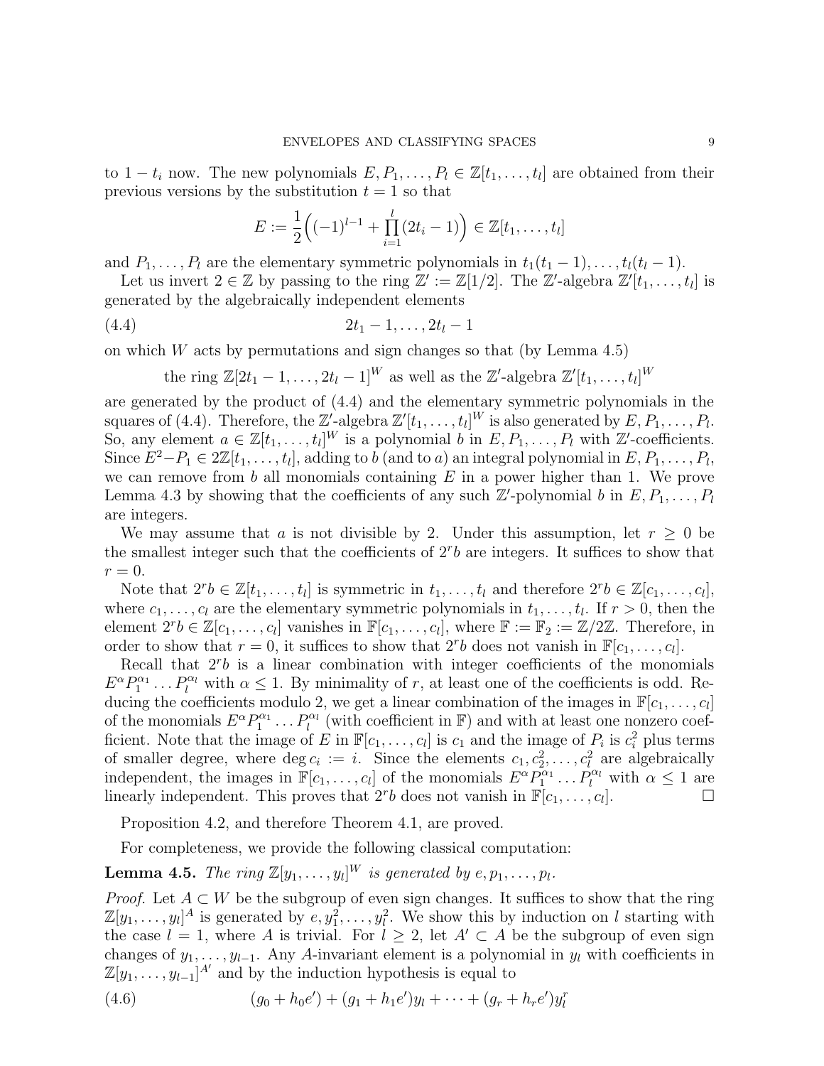to $1-t_i$ now. The new polynomials $E, P_1, \dots, P_l \in \mathbb{Z}[t_1, \dots, t_l]$ are obtained from their previous versions by the substitution $t = 1$ so that

$$E := \frac{1}{2}\Big((-1)^{l-1} + \prod_{i=1}^{l}(2t_i - 1)\Big) \in \mathbb{Z}[t_1, \dots, t_l]$$

and $P_1, \dots, P_l$ are the elementary symmetric polynomials in $t_1(t_1-1), \dots, t_l(t_l-1)$.

Let us invert $2 \in \mathbb{Z}$ by passing to the ring $\mathbb{Z}' := \mathbb{Z}[1/2]$. The $\mathbb{Z}'$-algebra $\mathbb{Z}'[t_1, \dots, t_l]$ is generated by the algebraically independent elements

$$2t_1 - 1, \dots, 2t_l - 1 \tag{4.4}$$

on which $W$ acts by permutations and sign changes so that (by Lemma 4.5)

the ring $\mathbb{Z}[2t_1 - 1, \dots, 2t_l - 1]^W$ as well as the $\mathbb{Z}'$-algebra $\mathbb{Z}'[t_1, \dots, t_l]^W$

are generated by the product of (4.4) and the elementary symmetric polynomials in the squares of (4.4). Therefore, the $\mathbb{Z}'$-algebra $\mathbb{Z}'[t_1, \dots, t_l]^W$ is also generated by $E, P_1, \dots, P_l$. So, any element $a \in \mathbb{Z}[t_1, \dots, t_l]^W$ is a polynomial $b$ in $E, P_1, \dots, P_l$ with $\mathbb{Z}'$-coefficients. Since $E^2 - P_1 \in 2\mathbb{Z}[t_1, \dots, t_l]$, adding to $b$ (and to $a$) an integral polynomial in $E, P_1, \dots, P_l$, we can remove from $b$ all monomials containing $E$ in a power higher than 1. We prove Lemma 4.3 by showing that the coefficients of any such $\mathbb{Z}'$-polynomial $b$ in $E, P_1, \dots, P_l$ are integers.

We may assume that $a$ is not divisible by 2. Under this assumption, let $r \geq 0$ be the smallest integer such that the coefficients of $2^r b$ are integers. It suffices to show that $r = 0$.

Note that $2^r b \in \mathbb{Z}[t_1, \dots, t_l]$ is symmetric in $t_1, \dots, t_l$ and therefore $2^r b \in \mathbb{Z}[c_1, \dots, c_l]$, where $c_1, \dots, c_l$ are the elementary symmetric polynomials in $t_1, \dots, t_l$. If $r > 0$, then the element $2^r b \in \mathbb{Z}[c_1, \dots, c_l]$ vanishes in $\mathbb{F}[c_1, \dots, c_l]$, where $\mathbb{F} := \mathbb{F}_2 := \mathbb{Z}/2\mathbb{Z}$. Therefore, in order to show that $r = 0$, it suffices to show that $2^r b$ does not vanish in $\mathbb{F}[c_1, \dots, c_l]$.

Recall that $2^r b$ is a linear combination with integer coefficients of the monomials $E^\alpha P_1^{\alpha_1} \dots P_l^{\alpha_l}$ with $\alpha \leq 1$. By minimality of $r$, at least one of the coefficients is odd. Reducing the coefficients modulo 2, we get a linear combination of the images in $\mathbb{F}[c_1, \dots, c_l]$ of the monomials $E^\alpha P_1^{\alpha_1} \dots P_l^{\alpha_l}$ (with coefficient in $\mathbb{F}$) and with at least one nonzero coefficient. Note that the image of $E$ in $\mathbb{F}[c_1, \dots, c_l]$ is $c_1$ and the image of $P_i$ is $c_i^2$ plus terms of smaller degree, where $\deg c_i := i$. Since the elements $c_1, c_2^2, \dots, c_l^2$ are algebraically independent, the images in $\mathbb{F}[c_1, \dots, c_l]$ of the monomials $E^\alpha P_1^{\alpha_1} \dots P_l^{\alpha_l}$ with $\alpha \leq 1$ are linearly independent. This proves that $2^r b$ does not vanish in $\mathbb{F}[c_1, \dots, c_l]$. $\square$

Proposition 4.2, and therefore Theorem 4.1, are proved.

For completeness, we provide the following classical computation:

**Lemma 4.5.** *The ring $\mathbb{Z}[y_1, \dots, y_l]^W$ is generated by $e, p_1, \dots, p_l$.*

*Proof.* Let $A \subset W$ be the subgroup of even sign changes. It suffices to show that the ring $\mathbb{Z}[y_1, \dots, y_l]^A$ is generated by $e, y_1^2, \dots, y_l^2$. We show this by induction on $l$ starting with the case $l = 1$, where $A$ is trivial. For $l \geq 2$, let $A' \subset A$ be the subgroup of even sign changes of $y_1, \dots, y_{l-1}$. Any $A$-invariant element is a polynomial in $y_l$ with coefficients in $\mathbb{Z}[y_1, \dots, y_{l-1}]^{A'}$ and by the induction hypothesis is equal to

$$(g_0 + h_0 e') + (g_1 + h_1 e')y_l + \dots + (g_r + h_r e')y_l^r \tag{4.6}$$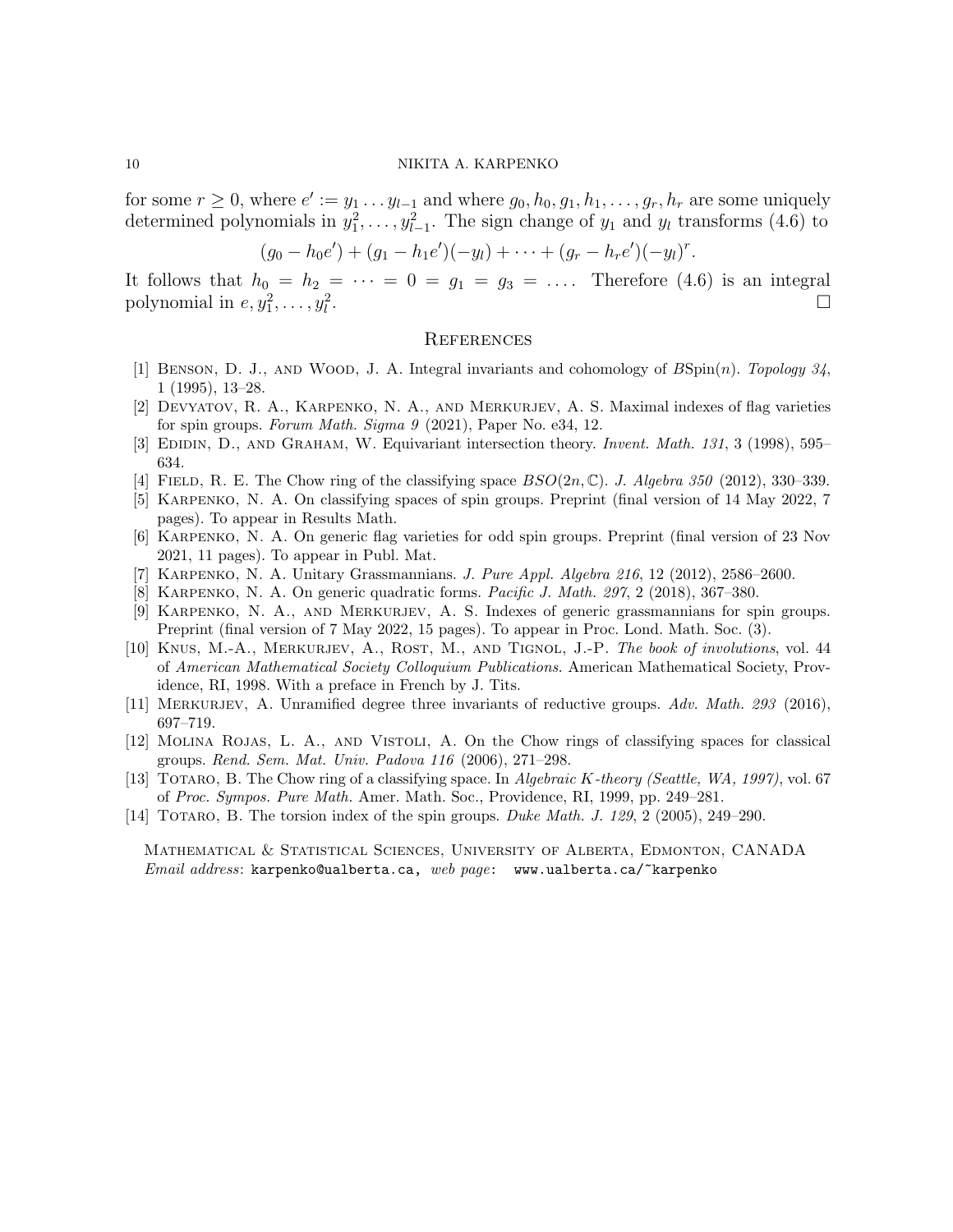for some $r \geq 0$, where $e' := y_1 \dots y_{l-1}$ and where $g_0, h_0, g_1, h_1, \dots, g_r, h_r$ are some uniquely determined polynomials in $y_1^2, \dots, y_{l-1}^2$. The sign change of $y_1$ and $y_l$ transforms (4.6) to

$$(g_0 - h_0 e') + (g_1 - h_1 e')(-y_l) + \cdots + (g_r - h_r e')(-y_l)^r.$$

It follows that $h_0 = h_2 = \cdots = 0 = g_1 = g_3 = \dots$. Therefore (4.6) is an integral polynomial in $e, y_1^2, \dots, y_l^2$. □

## References

[1] Benson, D. J., and Wood, J. A. Integral invariants and cohomology of $B\mathrm{Spin}(n)$. *Topology 34*, 1 (1995), 13–28.

[2] Devyatov, R. A., Karpenko, N. A., and Merkurjev, A. S. Maximal indexes of flag varieties for spin groups. *Forum Math. Sigma 9* (2021), Paper No. e34, 12.

[3] Edidin, D., and Graham, W. Equivariant intersection theory. *Invent. Math. 131*, 3 (1998), 595–634.

[4] Field, R. E. The Chow ring of the classifying space $BSO(2n, \mathbb{C})$. *J. Algebra 350* (2012), 330–339.

[5] Karpenko, N. A. On classifying spaces of spin groups. Preprint (final version of 14 May 2022, 7 pages). To appear in Results Math.

[6] Karpenko, N. A. On generic flag varieties for odd spin groups. Preprint (final version of 23 Nov 2021, 11 pages). To appear in Publ. Mat.

[7] Karpenko, N. A. Unitary Grassmannians. *J. Pure Appl. Algebra 216*, 12 (2012), 2586–2600.

[8] Karpenko, N. A. On generic quadratic forms. *Pacific J. Math. 297*, 2 (2018), 367–380.

[9] Karpenko, N. A., and Merkurjev, A. S. Indexes of generic grassmannians for spin groups. Preprint (final version of 7 May 2022, 15 pages). To appear in Proc. Lond. Math. Soc. (3).

[10] Knus, M.-A., Merkurjev, A., Rost, M., and Tignol, J.-P. *The book of involutions*, vol. 44 of *American Mathematical Society Colloquium Publications*. American Mathematical Society, Providence, RI, 1998. With a preface in French by J. Tits.

[11] Merkurjev, A. Unramified degree three invariants of reductive groups. *Adv. Math. 293* (2016), 697–719.

[12] Molina Rojas, L. A., and Vistoli, A. On the Chow rings of classifying spaces for classical groups. *Rend. Sem. Mat. Univ. Padova 116* (2006), 271–298.

[13] Totaro, B. The Chow ring of a classifying space. In *Algebraic K-theory (Seattle, WA, 1997)*, vol. 67 of *Proc. Sympos. Pure Math.* Amer. Math. Soc., Providence, RI, 1999, pp. 249–281.

[14] Totaro, B. The torsion index of the spin groups. *Duke Math. J. 129*, 2 (2005), 249–290.

Mathematical & Statistical Sciences, University of Alberta, Edmonton, CANADA
*Email address*: `karpenko@ualberta.ca`, *web page*: `www.ualberta.ca/~karpenko`